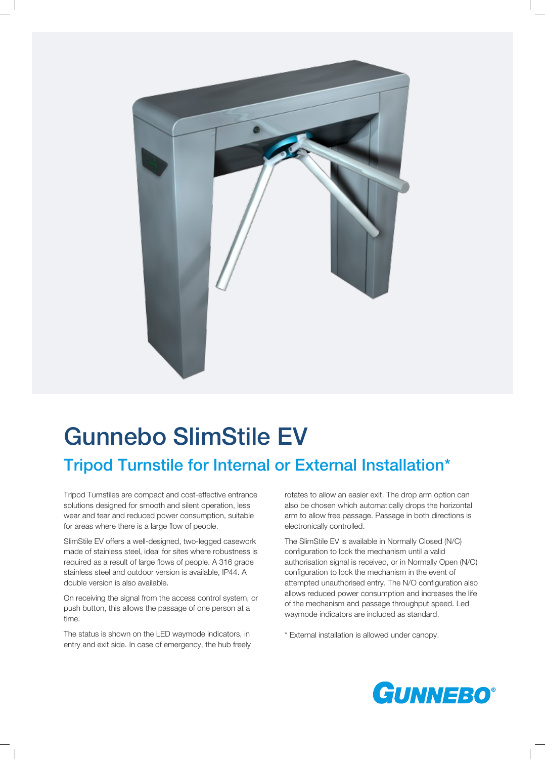# Gunnebo SlimStile EV

## Tripod Turnstile for Internal or External Installation*

Tripod Turnstiles are compact and cost-effective entrance solutions designed for smooth and silent operation, less wear and tear and reduced power consumption, suitable for areas where there is a large flow of people.

SlimStile EV offers a well-designed, two-legged casework made of stainless steel, ideal for sites where robustness is required as a result of large flows of people. A 316 grade stainless steel and outdoor version is available, IP44. A double version is also available.

On receiving the signal from the access control system, or push button, this allows the passage of one person at a time.

The status is shown on the LED waymode indicators, in entry and exit side. In case of emergency, the hub freely rotates to allow an easier exit. The drop arm option can also be chosen which automatically drops the horizontal arm to allow free passage. Passage in both directions is electronically controlled.

The SlimStile EV is available in Normally Closed (N/C) configuration to lock the mechanism until a valid authorisation signal is received, or in Normally Open (N/O) configuration to lock the mechanism in the event of attempted unauthorised entry. The N/O configuration also allows reduced power consumption and increases the life of the mechanism and passage throughput speed. Led waymode indicators are included as standard.

* External installation is allowed under canopy.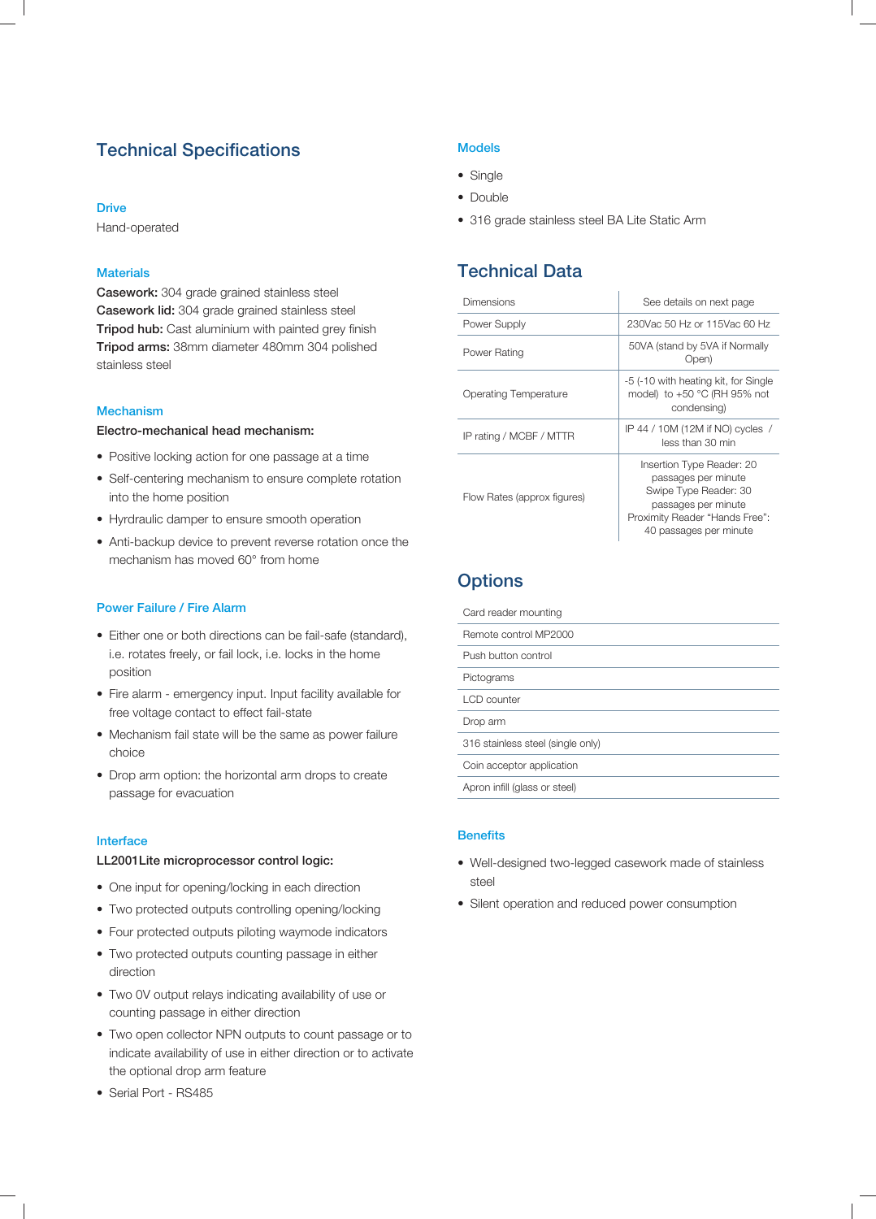# Technical Specifications

### Drive

Hand-operated

### Materials

**Casework:** 304 grade grained stainless steel
**Casework lid:** 304 grade grained stainless steel
**Tripod hub:** Cast aluminium with painted grey finish
**Tripod arms:** 38mm diameter 480mm 304 polished stainless steel

### Mechanism

**Electro-mechanical head mechanism:**

- Positive locking action for one passage at a time
- Self-centering mechanism to ensure complete rotation into the home position
- Hyrdraulic damper to ensure smooth operation
- Anti-backup device to prevent reverse rotation once the mechanism has moved 60° from home

### Power Failure / Fire Alarm

- Either one or both directions can be fail-safe (standard), i.e. rotates freely, or fail lock, i.e. locks in the home position
- Fire alarm - emergency input. Input facility available for free voltage contact to effect fail-state
- Mechanism fail state will be the same as power failure choice
- Drop arm option: the horizontal arm drops to create passage for evacuation

### Interface

**LL2001Lite microprocessor control logic:**

- One input for opening/locking in each direction
- Two protected outputs controlling opening/locking
- Four protected outputs piloting waymode indicators
- Two protected outputs counting passage in either direction
- Two 0V output relays indicating availability of use or counting passage in either direction
- Two open collector NPN outputs to count passage or to indicate availability of use in either direction or to activate the optional drop arm feature
- Serial Port - RS485

### Models

- Single
- Double
- 316 grade stainless steel BA Lite Static Arm

## Technical Data

| | |
|---|---|
| Dimensions | See details on next page |
| Power Supply | 230Vac 50 Hz or 115Vac 60 Hz |
| Power Rating | 50VA (stand by 5VA if Normally Open) |
| Operating Temperature | -5 (-10 with heating kit, for Single model) to +50 °C (RH 95% not condensing) |
| IP rating / MCBF / MTTR | IP 44 / 10M (12M if NO) cycles / less than 30 min |
| Flow Rates (approx figures) | Insertion Type Reader: 20 passages per minute Swipe Type Reader: 30 passages per minute Proximity Reader "Hands Free": 40 passages per minute |

## Options

| |
|---|
| Card reader mounting |
| Remote control MP2000 |
| Push button control |
| Pictograms |
| LCD counter |
| Drop arm |
| 316 stainless steel (single only) |
| Coin acceptor application |
| Apron infill (glass or steel) |

### Benefits

- Well-designed two-legged casework made of stainless steel
- Silent operation and reduced power consumption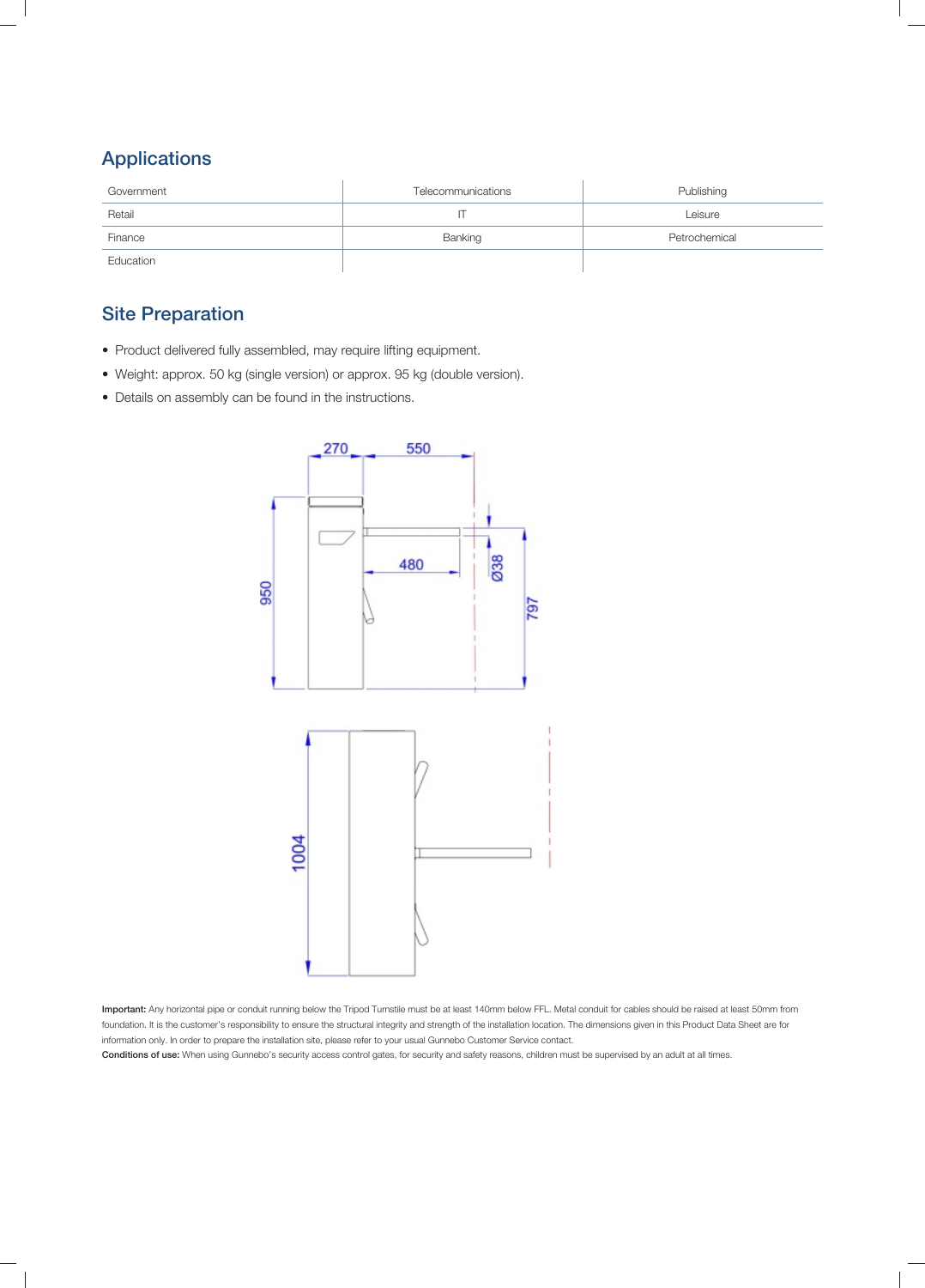## Applications

| Government | Telecommunications | Publishing |
|---|---|---|
| Retail | IT | Leisure |
| Finance | Banking | Petrochemical |
| Education | | |

## Site Preparation

- Product delivered fully assembled, may require lifting equipment.
- Weight: approx. 50 kg (single version) or approx. 95 kg (double version).
- Details on assembly can be found in the instructions.

**Important:** Any horizontal pipe or conduit running below the Tripod Turnstile must be at least 140mm below FFL. Metal conduit for cables should be raised at least 50mm from foundation. It is the customer's responsibility to ensure the structural integrity and strength of the installation location. The dimensions given in this Product Data Sheet are for information only. In order to prepare the installation site, please refer to your usual Gunnebo Customer Service contact.

**Conditions of use:** When using Gunnebo's security access control gates, for security and safety reasons, children must be supervised by an adult at all times.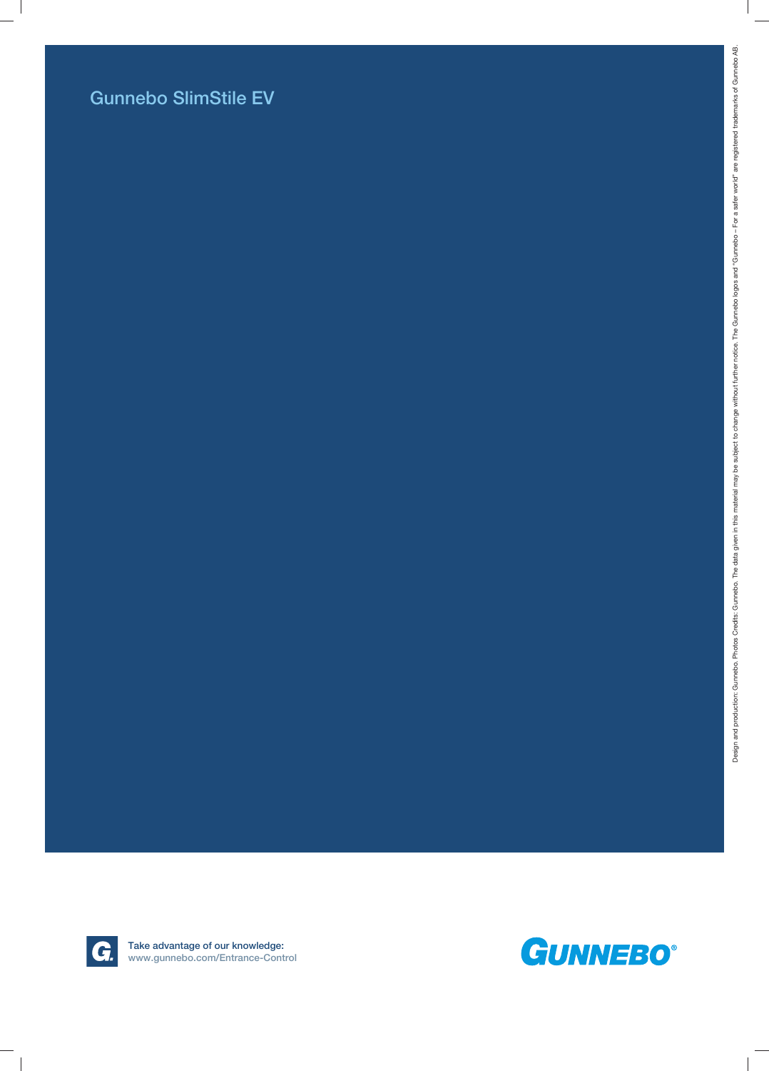# Gunnebo SlimStile EV

Design and production: Gunnebo. Photos Credits: Gunnebo. The data given in this material may be subject to change without further notice. The Gunnebo logos and "Gunnebo – For a safer world" are registered trademarks of Gunnebo AB.

**Take advantage of our knowledge:**
www.gunnebo.com/Entrance-Control

GUNNEBO®